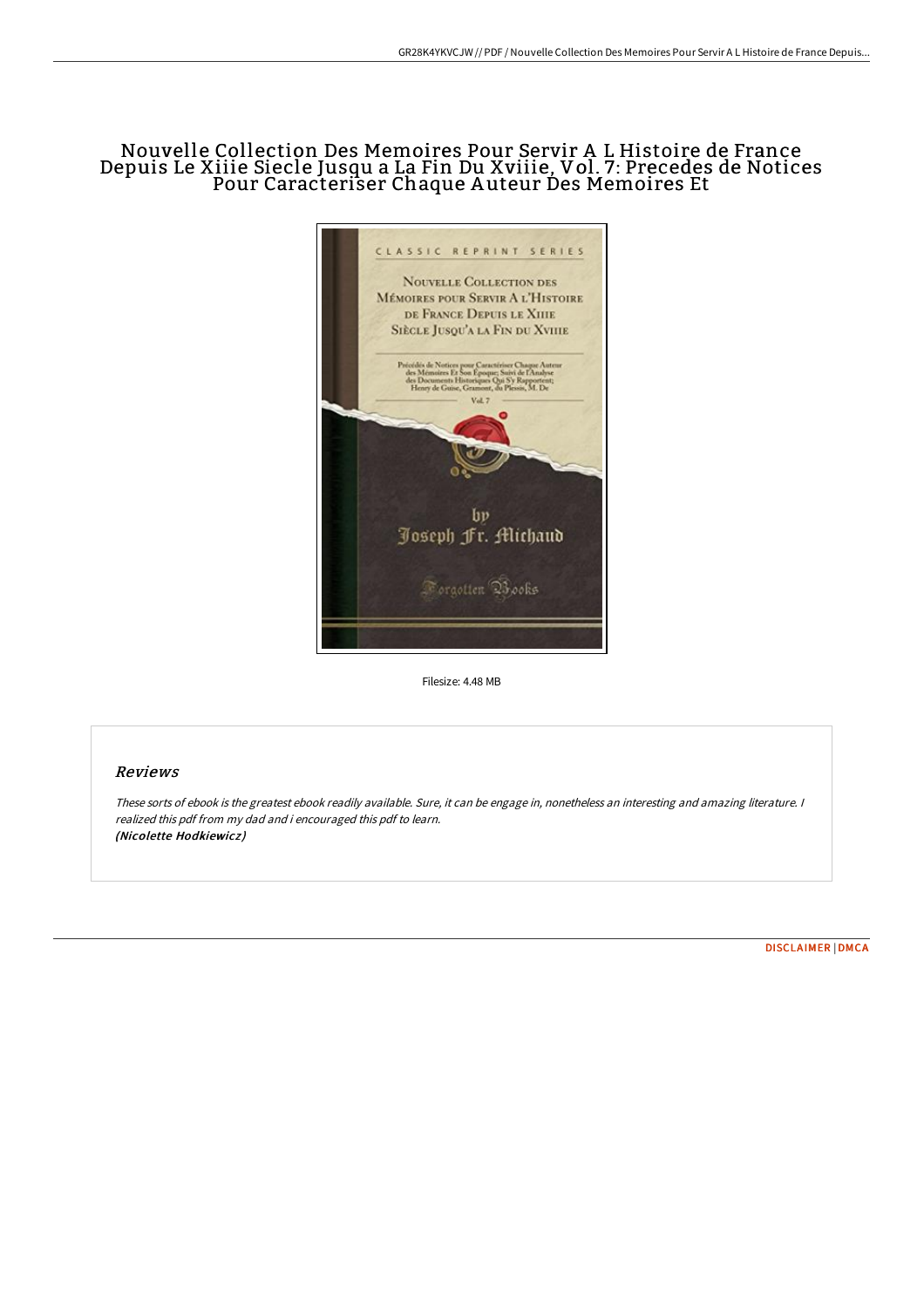# Nouvelle Collection Des Memoires Pour Servir A L Histoire de France Depuis Le Xiiie Siecle Jusqu a La Fin Du Xviiie, Vol. 7: Precedes de Notices Pour Caracteriser Chaque Auteur Des Memoires Et

Filesize: 4.48 MB

## Reviews

*These sorts of ebook is the greatest ebook readily available. Sure, it can be engage in, nonetheless an interesting and amazing literature. I realized this pdf from my dad and i encouraged this pdf to learn.*
*(Nicolette Hodkiewicz)*

DISCLAIMER | DMCA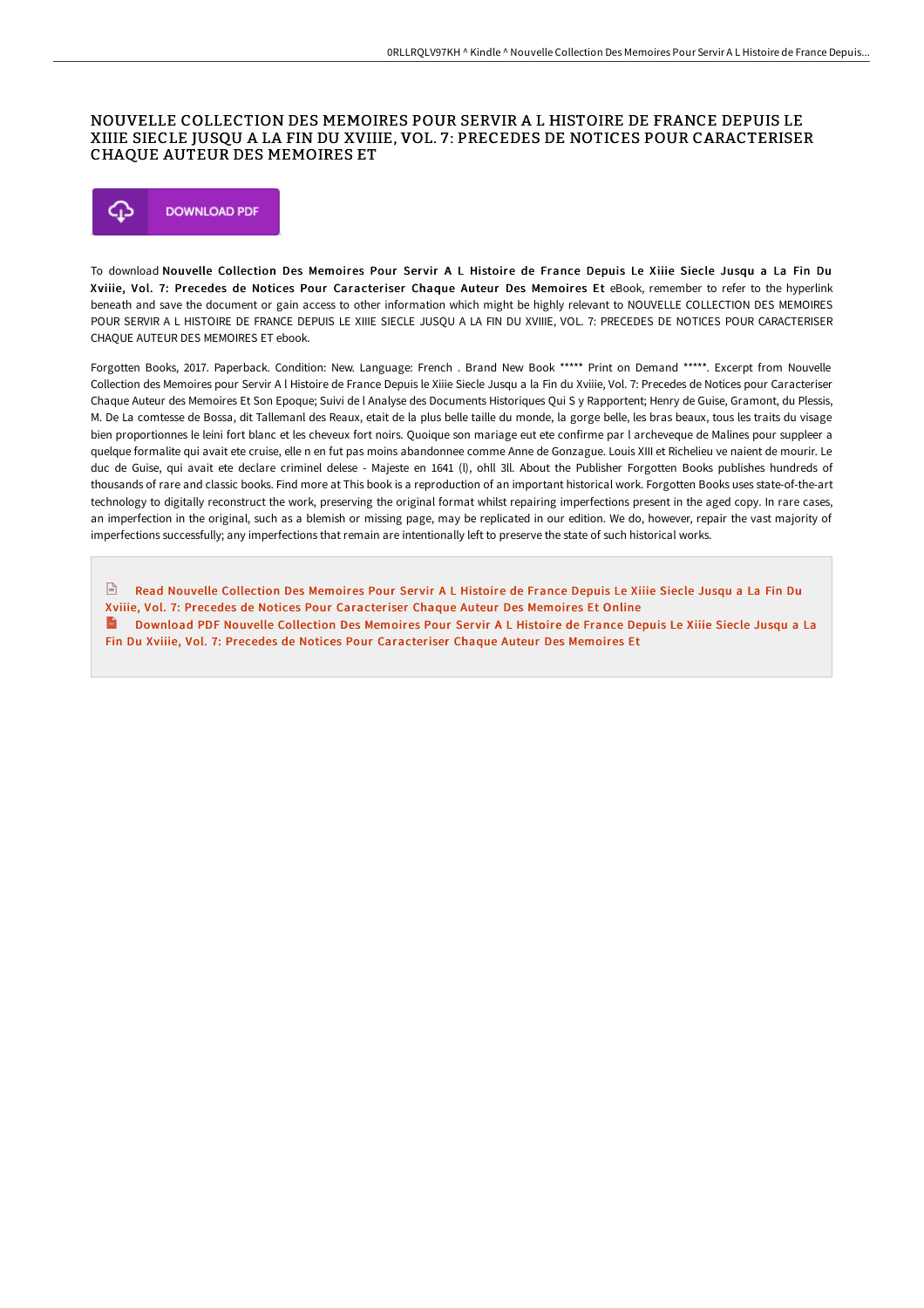# NOUVELLE COLLECTION DES MEMOIRES POUR SERVIR A L HISTOIRE DE FRANCE DEPUIS LE XIIIE SIECLE JUSQU A LA FIN DU XVIIIE, VOL. 7: PRECEDES DE NOTICES POUR CARACTERISER CHAQUE AUTEUR DES MEMOIRES ET

DOWNLOAD PDF

To download **Nouvelle Collection Des Memoires Pour Servir A L Histoire de France Depuis Le Xiiie Siecle Jusqu a La Fin Du Xviiie, Vol. 7: Precedes de Notices Pour Caracteriser Chaque Auteur Des Memoires Et** eBook, remember to refer to the hyperlink beneath and save the document or gain access to other information which might be highly relevant to NOUVELLE COLLECTION DES MEMOIRES POUR SERVIR A L HISTOIRE DE FRANCE DEPUIS LE XIIIE SIECLE JUSQU A LA FIN DU XVIIIE, VOL. 7: PRECEDES DE NOTICES POUR CARACTERISER CHAQUE AUTEUR DES MEMOIRES ET ebook.

Forgotten Books, 2017. Paperback. Condition: New. Language: French . Brand New Book ***** Print on Demand *****. Excerpt from Nouvelle Collection des Memoires pour Servir A l Histoire de France Depuis le Xiiie Siecle Jusqu a la Fin du Xviiie, Vol. 7: Precedes de Notices pour Caracteriser Chaque Auteur des Memoires Et Son Epoque; Suivi de l Analyse des Documents Historiques Qui S y Rapportent; Henry de Guise, Gramont, du Plessis, M. De La comtesse de Bossa, dit Tallemanl des Reaux, etait de la plus belle taille du monde, la gorge belle, les bras beaux, tous les traits du visage bien proportionnes le leini fort blanc et les cheveux fort noirs. Quoique son mariage eut ete confirme par l archeveque de Malines pour suppleer a quelque formalite qui avait ete cruise, elle n en fut pas moins abandonnee comme Anne de Gonzague. Louis XIII et Richelieu ve naient de mourir. Le duc de Guise, qui avait ete declare criminel delese - Majeste en 1641 (l), ohll 3ll. About the Publisher Forgotten Books publishes hundreds of thousands of rare and classic books. Find more at This book is a reproduction of an important historical work. Forgotten Books uses state-of-the-art technology to digitally reconstruct the work, preserving the original format whilst repairing imperfections present in the aged copy. In rare cases, an imperfection in the original, such as a blemish or missing page, may be replicated in our edition. We do, however, repair the vast majority of imperfections successfully; any imperfections that remain are intentionally left to preserve the state of such historical works.

Read Nouvelle Collection Des Memoires Pour Servir A L Histoire de France Depuis Le Xiiie Siecle Jusqu a La Fin Du Xviiie, Vol. 7: Precedes de Notices Pour Caracteriser Chaque Auteur Des Memoires Et Online

Download PDF Nouvelle Collection Des Memoires Pour Servir A L Histoire de France Depuis Le Xiiie Siecle Jusqu a La Fin Du Xviiie, Vol. 7: Precedes de Notices Pour Caracteriser Chaque Auteur Des Memoires Et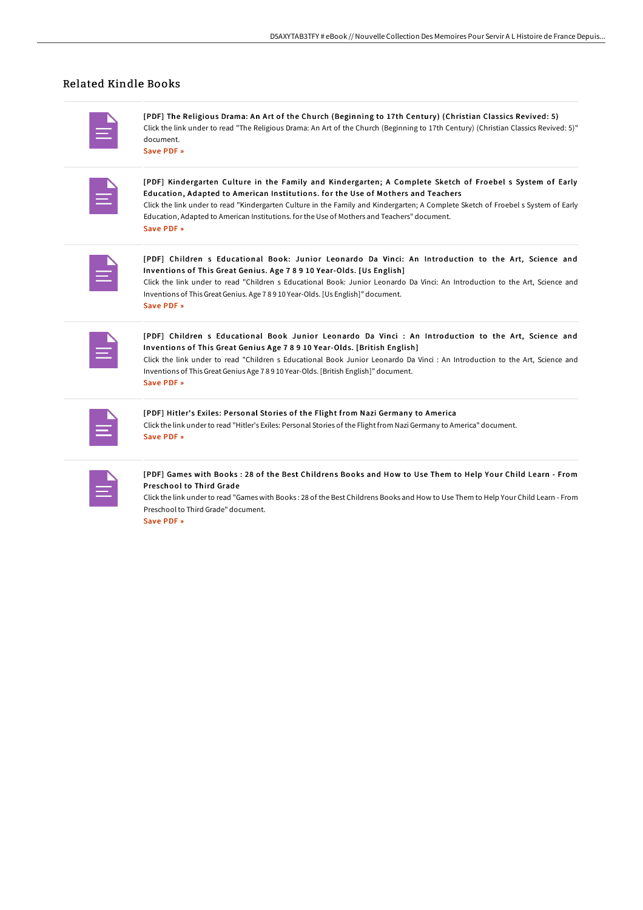## Related Kindle Books

[PDF] The Religious Drama: An Art of the Church (Beginning to 17th Century) (Christian Classics Revived: 5)
Click the link under to read "The Religious Drama: An Art of the Church (Beginning to 17th Century) (Christian Classics Revived: 5)" document.
Save PDF »

[PDF] Kindergarten Culture in the Family and Kindergarten; A Complete Sketch of Froebel s System of Early Education, Adapted to American Institutions. for the Use of Mothers and Teachers
Click the link under to read "Kindergarten Culture in the Family and Kindergarten; A Complete Sketch of Froebel s System of Early Education, Adapted to American Institutions. for the Use of Mothers and Teachers" document.
Save PDF »

[PDF] Children s Educational Book: Junior Leonardo Da Vinci: An Introduction to the Art, Science and Inventions of This Great Genius. Age 7 8 9 10 Year-Olds. [Us English]
Click the link under to read "Children s Educational Book: Junior Leonardo Da Vinci: An Introduction to the Art, Science and Inventions of This Great Genius. Age 7 8 9 10 Year-Olds. [Us English]" document.
Save PDF »

[PDF] Children s Educational Book Junior Leonardo Da Vinci : An Introduction to the Art, Science and Inventions of This Great Genius Age 7 8 9 10 Year-Olds. [British English]
Click the link under to read "Children s Educational Book Junior Leonardo Da Vinci : An Introduction to the Art, Science and Inventions of This Great Genius Age 7 8 9 10 Year-Olds. [British English]" document.
Save PDF »

[PDF] Hitler's Exiles: Personal Stories of the Flight from Nazi Germany to America
Click the link under to read "Hitler's Exiles: Personal Stories of the Flight from Nazi Germany to America" document.
Save PDF »

[PDF] Games with Books : 28 of the Best Childrens Books and How to Use Them to Help Your Child Learn - From Preschool to Third Grade
Click the link under to read "Games with Books : 28 of the Best Childrens Books and How to Use Them to Help Your Child Learn - From Preschool to Third Grade" document.
Save PDF »